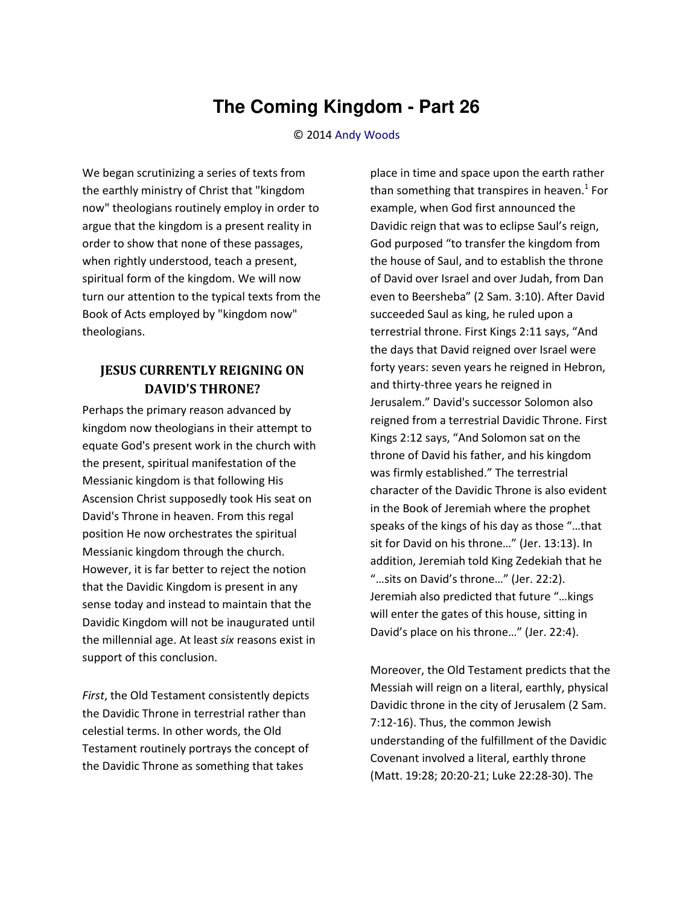# The Coming Kingdom - Part 26

© 2014 Andy Woods

We began scrutinizing a series of texts from the earthly ministry of Christ that "kingdom now" theologians routinely employ in order to argue that the kingdom is a present reality in order to show that none of these passages, when rightly understood, teach a present, spiritual form of the kingdom. We will now turn our attention to the typical texts from the Book of Acts employed by "kingdom now" theologians.

## JESUS CURRENTLY REIGNING ON DAVID'S THRONE?

Perhaps the primary reason advanced by kingdom now theologians in their attempt to equate God's present work in the church with the present, spiritual manifestation of the Messianic kingdom is that following His Ascension Christ supposedly took His seat on David's Throne in heaven. From this regal position He now orchestrates the spiritual Messianic kingdom through the church. However, it is far better to reject the notion that the Davidic Kingdom is present in any sense today and instead to maintain that the Davidic Kingdom will not be inaugurated until the millennial age. At least *six* reasons exist in support of this conclusion.

*First*, the Old Testament consistently depicts the Davidic Throne in terrestrial rather than celestial terms. In other words, the Old Testament routinely portrays the concept of the Davidic Throne as something that takes place in time and space upon the earth rather than something that transpires in heaven.[1] For example, when God first announced the Davidic reign that was to eclipse Saul's reign, God purposed "to transfer the kingdom from the house of Saul, and to establish the throne of David over Israel and over Judah, from Dan even to Beersheba" (2 Sam. 3:10). After David succeeded Saul as king, he ruled upon a terrestrial throne. First Kings 2:11 says, "And the days that David reigned over Israel were forty years: seven years he reigned in Hebron, and thirty-three years he reigned in Jerusalem." David's successor Solomon also reigned from a terrestrial Davidic Throne. First Kings 2:12 says, "And Solomon sat on the throne of David his father, and his kingdom was firmly established." The terrestrial character of the Davidic Throne is also evident in the Book of Jeremiah where the prophet speaks of the kings of his day as those "…that sit for David on his throne…" (Jer. 13:13). In addition, Jeremiah told King Zedekiah that he "…sits on David's throne…" (Jer. 22:2). Jeremiah also predicted that future "…kings will enter the gates of this house, sitting in David's place on his throne…" (Jer. 22:4).

Moreover, the Old Testament predicts that the Messiah will reign on a literal, earthly, physical Davidic throne in the city of Jerusalem (2 Sam. 7:12-16). Thus, the common Jewish understanding of the fulfillment of the Davidic Covenant involved a literal, earthly throne (Matt. 19:28; 20:20-21; Luke 22:28-30). The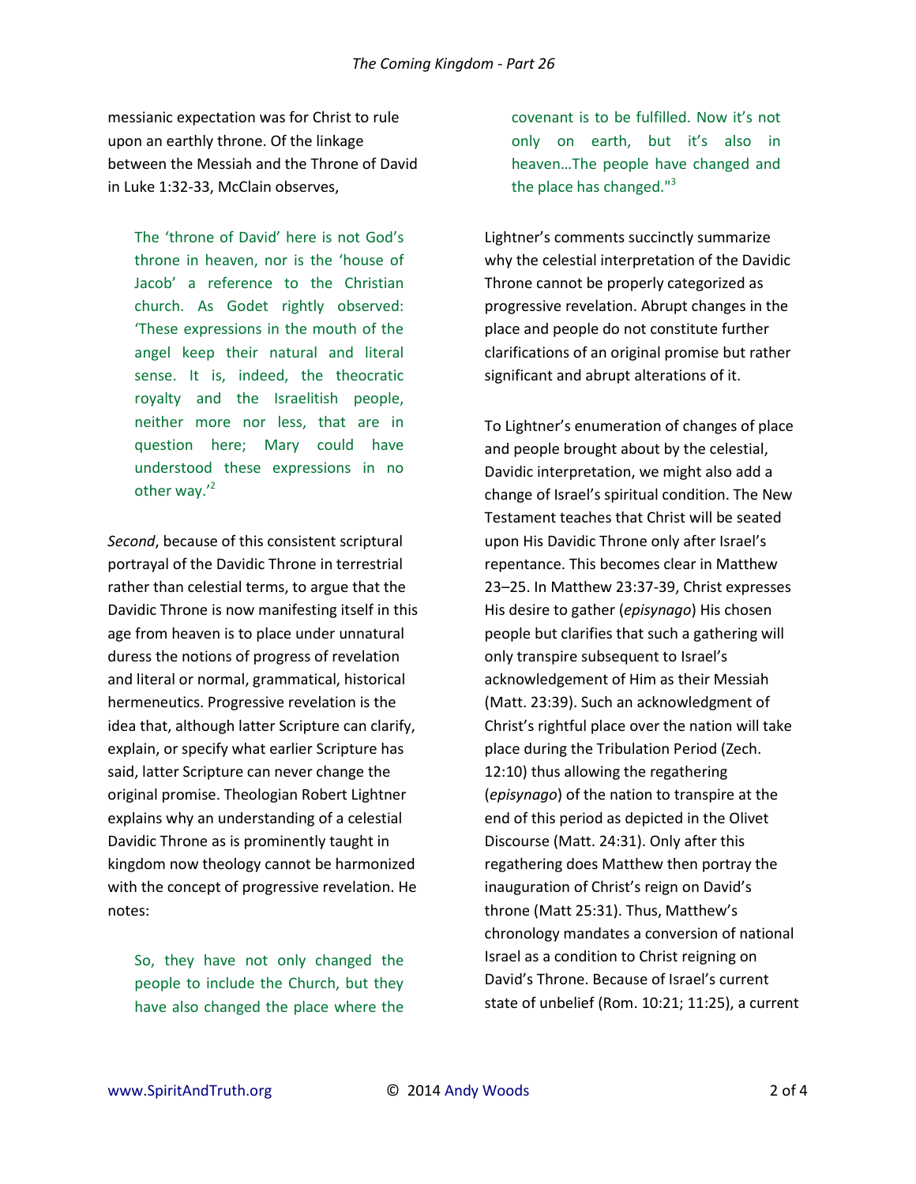messianic expectation was for Christ to rule upon an earthly throne. Of the linkage between the Messiah and the Throne of David in Luke 1:32-33, McClain observes,

> The 'throne of David' here is not God's throne in heaven, nor is the 'house of Jacob' a reference to the Christian church. As Godet rightly observed: 'These expressions in the mouth of the angel keep their natural and literal sense. It is, indeed, the theocratic royalty and the Israelitish people, neither more nor less, that are in question here; Mary could have understood these expressions in no other way.'[2]

*Second*, because of this consistent scriptural portrayal of the Davidic Throne in terrestrial rather than celestial terms, to argue that the Davidic Throne is now manifesting itself in this age from heaven is to place under unnatural duress the notions of progress of revelation and literal or normal, grammatical, historical hermeneutics. Progressive revelation is the idea that, although latter Scripture can clarify, explain, or specify what earlier Scripture has said, latter Scripture can never change the original promise. Theologian Robert Lightner explains why an understanding of a celestial Davidic Throne as is prominently taught in kingdom now theology cannot be harmonized with the concept of progressive revelation. He notes:

> So, they have not only changed the people to include the Church, but they have also changed the place where the covenant is to be fulfilled. Now it's not only on earth, but it's also in heaven…The people have changed and the place has changed."[3]

Lightner's comments succinctly summarize why the celestial interpretation of the Davidic Throne cannot be properly categorized as progressive revelation. Abrupt changes in the place and people do not constitute further clarifications of an original promise but rather significant and abrupt alterations of it.

To Lightner's enumeration of changes of place and people brought about by the celestial, Davidic interpretation, we might also add a change of Israel's spiritual condition. The New Testament teaches that Christ will be seated upon His Davidic Throne only after Israel's repentance. This becomes clear in Matthew 23–25. In Matthew 23:37-39, Christ expresses His desire to gather (*episynago*) His chosen people but clarifies that such a gathering will only transpire subsequent to Israel's acknowledgement of Him as their Messiah (Matt. 23:39). Such an acknowledgment of Christ's rightful place over the nation will take place during the Tribulation Period (Zech. 12:10) thus allowing the regathering (*episynago*) of the nation to transpire at the end of this period as depicted in the Olivet Discourse (Matt. 24:31). Only after this regathering does Matthew then portray the inauguration of Christ's reign on David's throne (Matt 25:31). Thus, Matthew's chronology mandates a conversion of national Israel as a condition to Christ reigning on David's Throne. Because of Israel's current state of unbelief (Rom. 10:21; 11:25), a current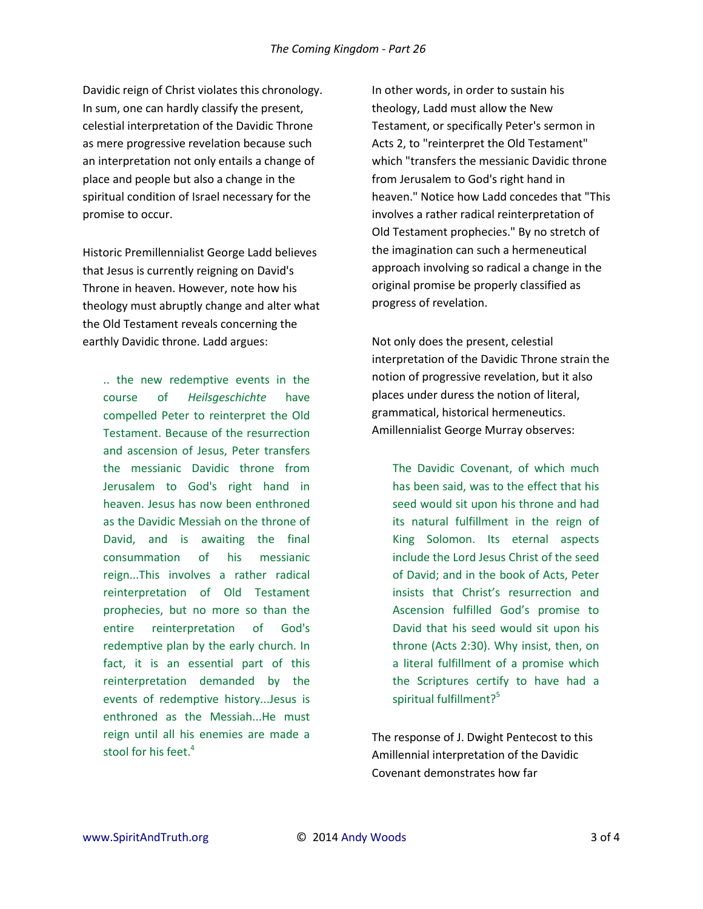Davidic reign of Christ violates this chronology. In sum, one can hardly classify the present, celestial interpretation of the Davidic Throne as mere progressive revelation because such an interpretation not only entails a change of place and people but also a change in the spiritual condition of Israel necessary for the promise to occur.

Historic Premillennialist George Ladd believes that Jesus is currently reigning on David's Throne in heaven. However, note how his theology must abruptly change and alter what the Old Testament reveals concerning the earthly Davidic throne. Ladd argues:

> .. the new redemptive events in the course of *Heilsgeschichte* have compelled Peter to reinterpret the Old Testament. Because of the resurrection and ascension of Jesus, Peter transfers the messianic Davidic throne from Jerusalem to God's right hand in heaven. Jesus has now been enthroned as the Davidic Messiah on the throne of David, and is awaiting the final consummation of his messianic reign...This involves a rather radical reinterpretation of Old Testament prophecies, but no more so than the entire reinterpretation of God's redemptive plan by the early church. In fact, it is an essential part of this reinterpretation demanded by the events of redemptive history...Jesus is enthroned as the Messiah...He must reign until all his enemies are made a stool for his feet.[4]

In other words, in order to sustain his theology, Ladd must allow the New Testament, or specifically Peter's sermon in Acts 2, to "reinterpret the Old Testament" which "transfers the messianic Davidic throne from Jerusalem to God's right hand in heaven." Notice how Ladd concedes that "This involves a rather radical reinterpretation of Old Testament prophecies." By no stretch of the imagination can such a hermeneutical approach involving so radical a change in the original promise be properly classified as progress of revelation.

Not only does the present, celestial interpretation of the Davidic Throne strain the notion of progressive revelation, but it also places under duress the notion of literal, grammatical, historical hermeneutics. Amillennialist George Murray observes:

> The Davidic Covenant, of which much has been said, was to the effect that his seed would sit upon his throne and had its natural fulfillment in the reign of King Solomon. Its eternal aspects include the Lord Jesus Christ of the seed of David; and in the book of Acts, Peter insists that Christ's resurrection and Ascension fulfilled God's promise to David that his seed would sit upon his throne (Acts 2:30). Why insist, then, on a literal fulfillment of a promise which the Scriptures certify to have had a spiritual fulfillment?[5]

The response of J. Dwight Pentecost to this Amillennial interpretation of the Davidic Covenant demonstrates how far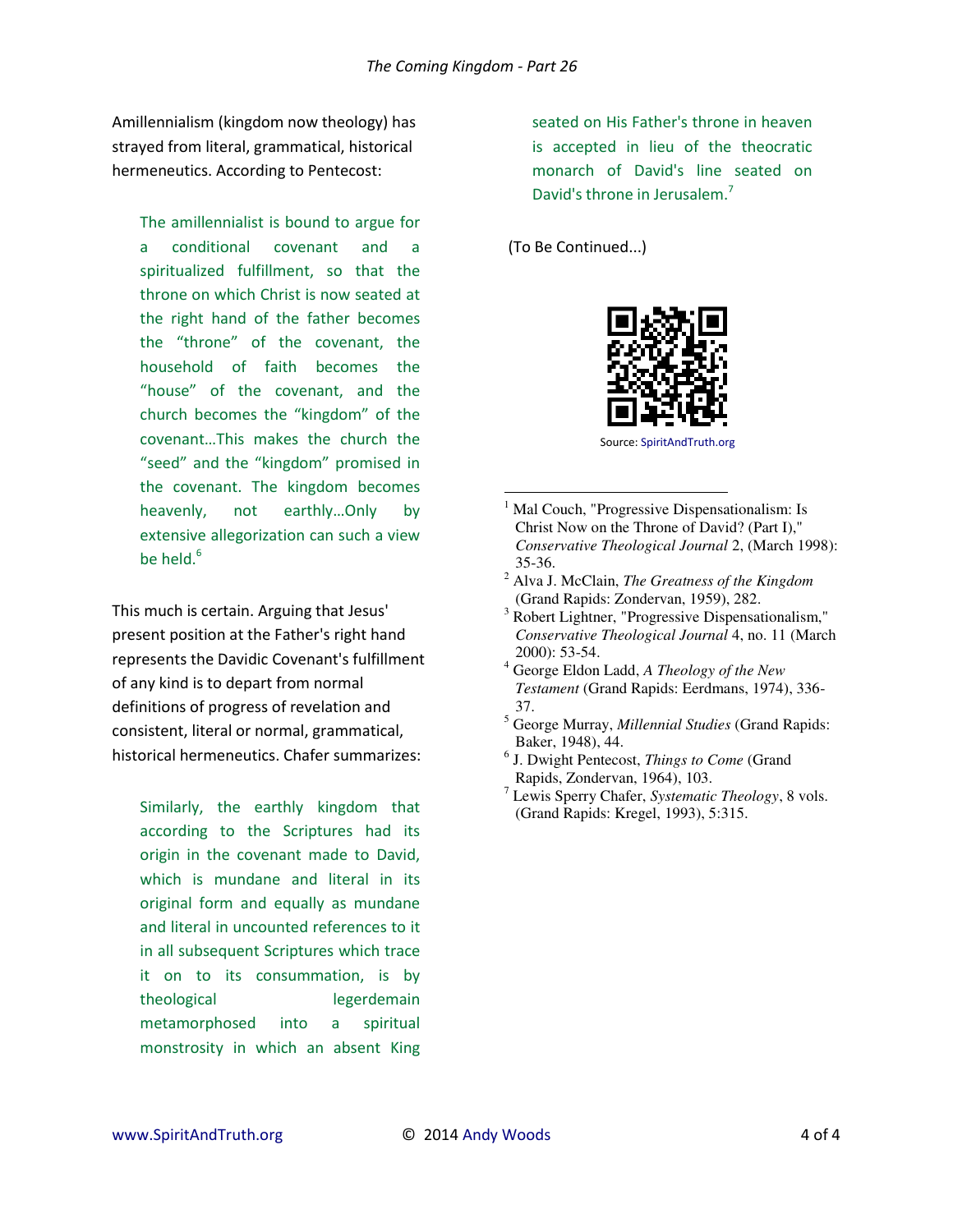Amillennialism (kingdom now theology) has strayed from literal, grammatical, historical hermeneutics. According to Pentecost:

> The amillennialist is bound to argue for a conditional covenant and a spiritualized fulfillment, so that the throne on which Christ is now seated at the right hand of the father becomes the "throne" of the covenant, the household of faith becomes the "house" of the covenant, and the church becomes the "kingdom" of the covenant…This makes the church the "seed" and the "kingdom" promised in the covenant. The kingdom becomes heavenly, not earthly…Only by extensive allegorization can such a view be held.[6]

This much is certain. Arguing that Jesus' present position at the Father's right hand represents the Davidic Covenant's fulfillment of any kind is to depart from normal definitions of progress of revelation and consistent, literal or normal, grammatical, historical hermeneutics. Chafer summarizes:

> Similarly, the earthly kingdom that according to the Scriptures had its origin in the covenant made to David, which is mundane and literal in its original form and equally as mundane and literal in uncounted references to it in all subsequent Scriptures which trace it on to its consummation, is by theological legerdemain metamorphosed into a spiritual monstrosity in which an absent King seated on His Father's throne in heaven is accepted in lieu of the theocratic monarch of David's line seated on David's throne in Jerusalem.[7]

(To Be Continued...)

Source: SpiritAndTruth.org

---

[1] Mal Couch, "Progressive Dispensationalism: Is Christ Now on the Throne of David? (Part I)," *Conservative Theological Journal* 2, (March 1998): 35-36.

[2] Alva J. McClain, *The Greatness of the Kingdom* (Grand Rapids: Zondervan, 1959), 282.

[3] Robert Lightner, "Progressive Dispensationalism," *Conservative Theological Journal* 4, no. 11 (March 2000): 53-54.

[4] George Eldon Ladd, *A Theology of the New Testament* (Grand Rapids: Eerdmans, 1974), 336-37.

[5] George Murray, *Millennial Studies* (Grand Rapids: Baker, 1948), 44.

[6] J. Dwight Pentecost, *Things to Come* (Grand Rapids, Zondervan, 1964), 103.

[7] Lewis Sperry Chafer, *Systematic Theology*, 8 vols. (Grand Rapids: Kregel, 1993), 5:315.